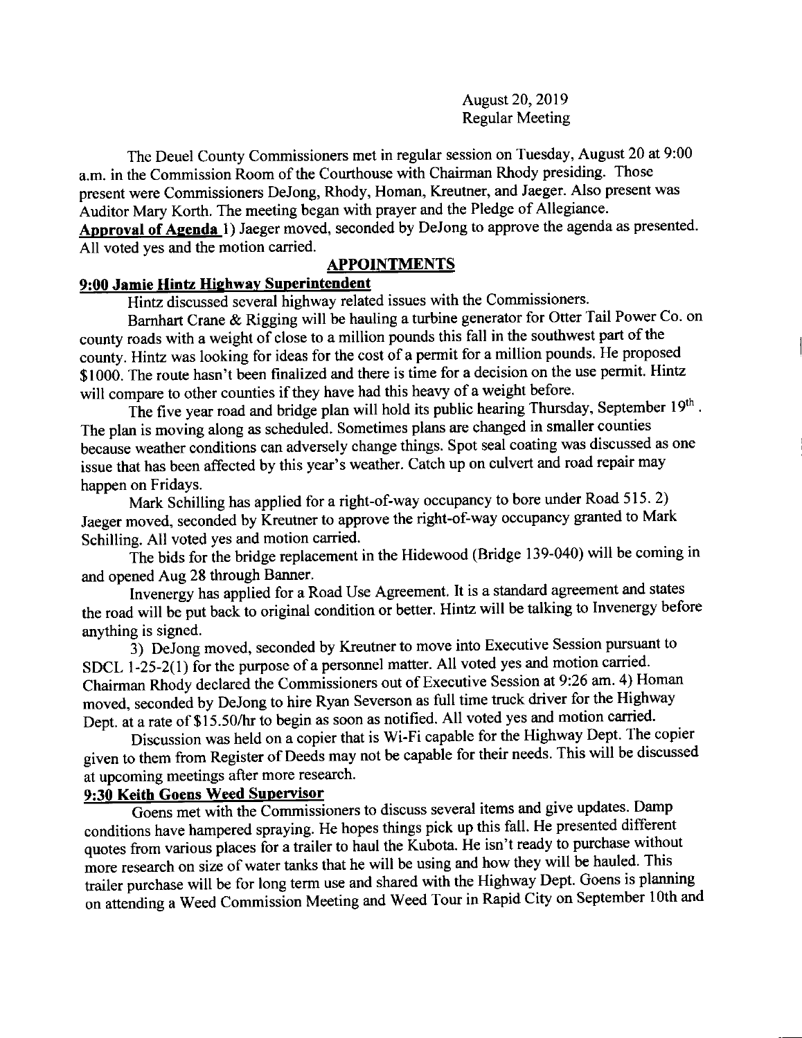August 20, 2019
Regular Meeting

The Deuel County Commissioners met in regular session on Tuesday, August 20 at 9:00 a.m. in the Commission Room of the Courthouse with Chairman Rhody presiding. Those present were Commissioners DeJong, Rhody, Homan, Kreutner, and Jaeger. Also present was Auditor Mary Korth. The meeting began with prayer and the Pledge of Allegiance.

**Approval of Agenda** 1) Jaeger moved, seconded by DeJong to approve the agenda as presented. All voted yes and the motion carried.

## APPOINTMENTS

### 9:00 Jamie Hintz Highway Superintendent

Hintz discussed several highway related issues with the Commissioners.

Barnhart Crane & Rigging will be hauling a turbine generator for Otter Tail Power Co. on county roads with a weight of close to a million pounds this fall in the southwest part of the county. Hintz was looking for ideas for the cost of a permit for a million pounds. He proposed $1000. The route hasn't been finalized and there is time for a decision on the use permit. Hintz will compare to other counties if they have had this heavy of a weight before.

The five year road and bridge plan will hold its public hearing Thursday, September 19th. The plan is moving along as scheduled. Sometimes plans are changed in smaller counties because weather conditions can adversely change things. Spot seal coating was discussed as one issue that has been affected by this year's weather. Catch up on culvert and road repair may happen on Fridays.

Mark Schilling has applied for a right-of-way occupancy to bore under Road 515. 2) Jaeger moved, seconded by Kreutner to approve the right-of-way occupancy granted to Mark Schilling. All voted yes and motion carried.

The bids for the bridge replacement in the Hidewood (Bridge 139-040) will be coming in and opened Aug 28 through Banner.

Invenergy has applied for a Road Use Agreement. It is a standard agreement and states the road will be put back to original condition or better. Hintz will be talking to Invenergy before anything is signed.

3) DeJong moved, seconded by Kreutner to move into Executive Session pursuant to SDCL 1-25-2(1) for the purpose of a personnel matter. All voted yes and motion carried. Chairman Rhody declared the Commissioners out of Executive Session at 9:26 am. 4) Homan moved, seconded by DeJong to hire Ryan Severson as full time truck driver for the Highway Dept. at a rate of $15.50/hr to begin as soon as notified. All voted yes and motion carried.

Discussion was held on a copier that is Wi-Fi capable for the Highway Dept. The copier given to them from Register of Deeds may not be capable for their needs. This will be discussed at upcoming meetings after more research.

### 9:30 Keith Goens Weed Supervisor

Goens met with the Commissioners to discuss several items and give updates. Damp conditions have hampered spraying. He hopes things pick up this fall. He presented different quotes from various places for a trailer to haul the Kubota. He isn't ready to purchase without more research on size of water tanks that he will be using and how they will be hauled. This trailer purchase will be for long term use and shared with the Highway Dept. Goens is planning on attending a Weed Commission Meeting and Weed Tour in Rapid City on September 10th and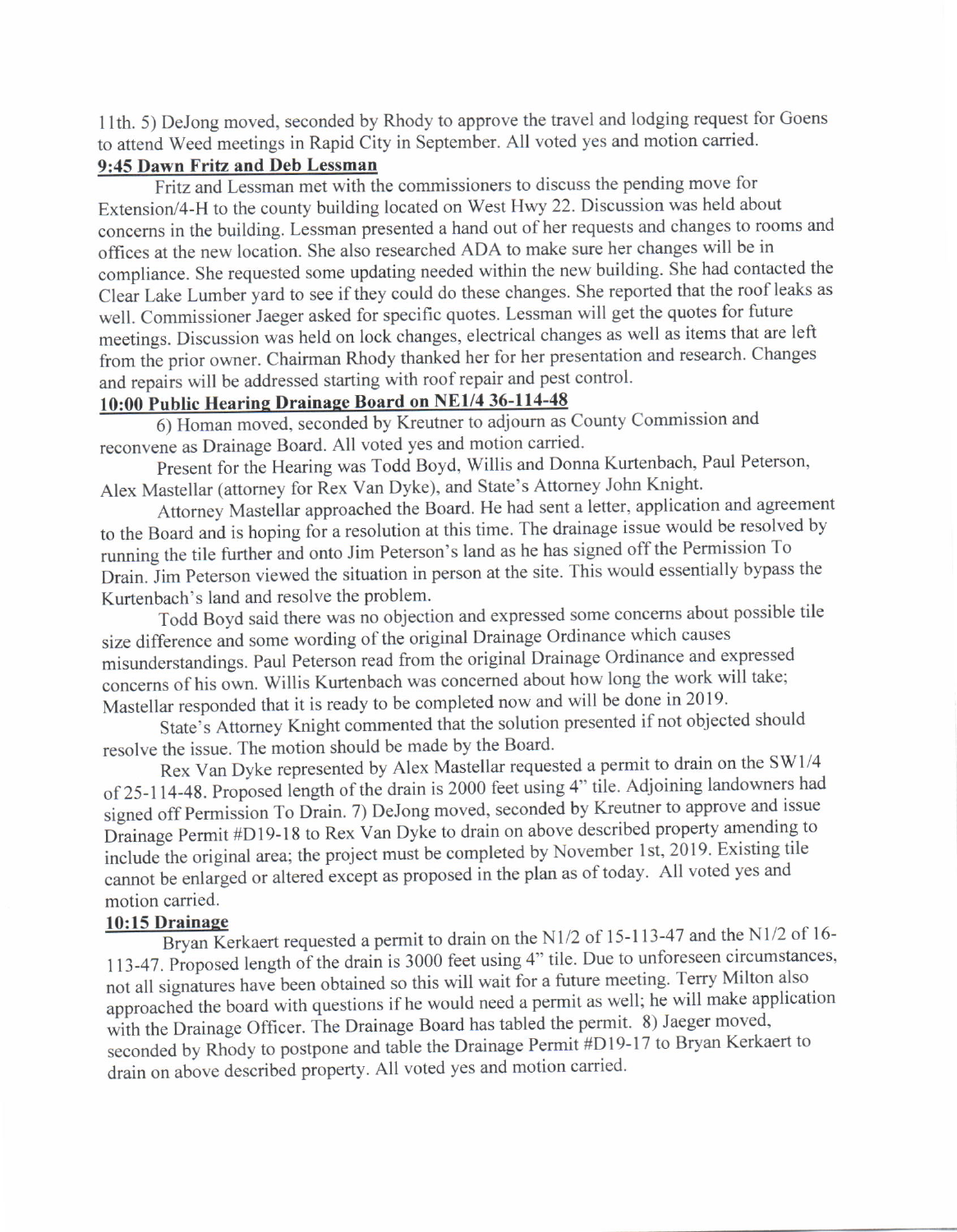11th. 5) DeJong moved, seconded by Rhody to approve the travel and lodging request for Goens to attend Weed meetings in Rapid City in September. All voted yes and motion carried.

**9:45 Dawn Fritz and Deb Lessman**

Fritz and Lessman met with the commissioners to discuss the pending move for Extension/4-H to the county building located on West Hwy 22. Discussion was held about concerns in the building. Lessman presented a hand out of her requests and changes to rooms and offices at the new location. She also researched ADA to make sure her changes will be in compliance. She requested some updating needed within the new building. She had contacted the Clear Lake Lumber yard to see if they could do these changes. She reported that the roof leaks as well. Commissioner Jaeger asked for specific quotes. Lessman will get the quotes for future meetings. Discussion was held on lock changes, electrical changes as well as items that are left from the prior owner. Chairman Rhody thanked her for her presentation and research. Changes and repairs will be addressed starting with roof repair and pest control.

**10:00 Public Hearing Drainage Board on NE1/4 36-114-48**

6) Homan moved, seconded by Kreutner to adjourn as County Commission and reconvene as Drainage Board. All voted yes and motion carried.

Present for the Hearing was Todd Boyd, Willis and Donna Kurtenbach, Paul Peterson, Alex Mastellar (attorney for Rex Van Dyke), and State's Attorney John Knight.

Attorney Mastellar approached the Board. He had sent a letter, application and agreement to the Board and is hoping for a resolution at this time. The drainage issue would be resolved by running the tile further and onto Jim Peterson's land as he has signed off the Permission To Drain. Jim Peterson viewed the situation in person at the site. This would essentially bypass the Kurtenbach's land and resolve the problem.

Todd Boyd said there was no objection and expressed some concerns about possible tile size difference and some wording of the original Drainage Ordinance which causes misunderstandings. Paul Peterson read from the original Drainage Ordinance and expressed concerns of his own. Willis Kurtenbach was concerned about how long the work will take; Mastellar responded that it is ready to be completed now and will be done in 2019.

State's Attorney Knight commented that the solution presented if not objected should resolve the issue. The motion should be made by the Board.

Rex Van Dyke represented by Alex Mastellar requested a permit to drain on the SW1/4 of 25-114-48. Proposed length of the drain is 2000 feet using 4" tile. Adjoining landowners had signed off Permission To Drain. 7) DeJong moved, seconded by Kreutner to approve and issue Drainage Permit #D19-18 to Rex Van Dyke to drain on above described property amending to include the original area; the project must be completed by November 1st, 2019. Existing tile cannot be enlarged or altered except as proposed in the plan as of today. All voted yes and motion carried.

**10:15 Drainage**

Bryan Kerkaert requested a permit to drain on the N1/2 of 15-113-47 and the N1/2 of 16-113-47. Proposed length of the drain is 3000 feet using 4" tile. Due to unforeseen circumstances, not all signatures have been obtained so this will wait for a future meeting. Terry Milton also approached the board with questions if he would need a permit as well; he will make application with the Drainage Officer. The Drainage Board has tabled the permit. 8) Jaeger moved, seconded by Rhody to postpone and table the Drainage Permit #D19-17 to Bryan Kerkaert to drain on above described property. All voted yes and motion carried.